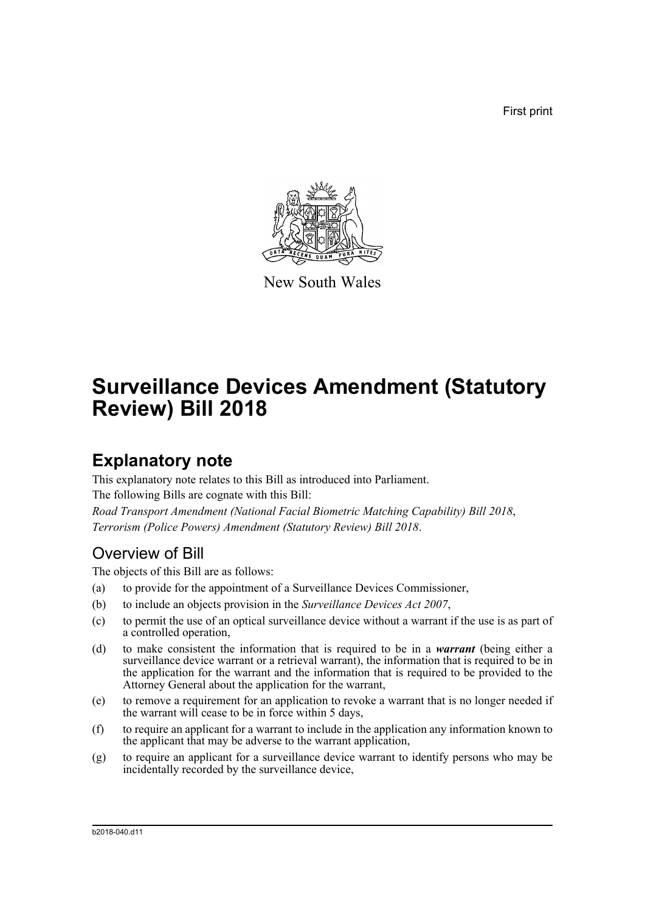First print

New South Wales

# Surveillance Devices Amendment (Statutory Review) Bill 2018

## Explanatory note

This explanatory note relates to this Bill as introduced into Parliament.

The following Bills are cognate with this Bill:

*Road Transport Amendment (National Facial Biometric Matching Capability) Bill 2018*, *Terrorism (Police Powers) Amendment (Statutory Review) Bill 2018*.

### Overview of Bill

The objects of this Bill are as follows:

(a) to provide for the appointment of a Surveillance Devices Commissioner,

(b) to include an objects provision in the *Surveillance Devices Act 2007*,

(c) to permit the use of an optical surveillance device without a warrant if the use is as part of a controlled operation,

(d) to make consistent the information that is required to be in a ***warrant*** (being either a surveillance device warrant or a retrieval warrant), the information that is required to be in the application for the warrant and the information that is required to be provided to the Attorney General about the application for the warrant,

(e) to remove a requirement for an application to revoke a warrant that is no longer needed if the warrant will cease to be in force within 5 days,

(f) to require an applicant for a warrant to include in the application any information known to the applicant that may be adverse to the warrant application,

(g) to require an applicant for a surveillance device warrant to identify persons who may be incidentally recorded by the surveillance device,

b2018-040.d11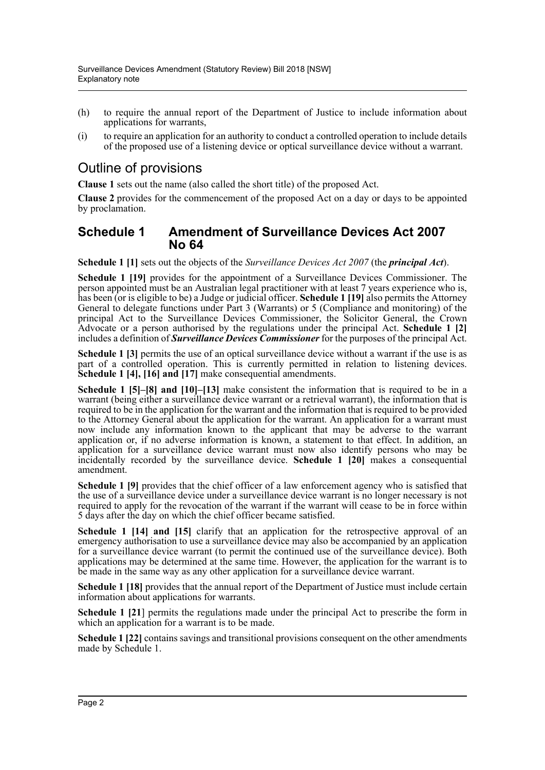(h) to require the annual report of the Department of Justice to include information about applications for warrants,

(i) to require an application for an authority to conduct a controlled operation to include details of the proposed use of a listening device or optical surveillance device without a warrant.

## Outline of provisions

**Clause 1** sets out the name (also called the short title) of the proposed Act.

**Clause 2** provides for the commencement of the proposed Act on a day or days to be appointed by proclamation.

### Schedule 1 Amendment of Surveillance Devices Act 2007 No 64

**Schedule 1 [1]** sets out the objects of the *Surveillance Devices Act 2007* (the ***principal Act***).

**Schedule 1 [19]** provides for the appointment of a Surveillance Devices Commissioner. The person appointed must be an Australian legal practitioner with at least 7 years experience who is, has been (or is eligible to be) a Judge or judicial officer. **Schedule 1 [19]** also permits the Attorney General to delegate functions under Part 3 (Warrants) or 5 (Compliance and monitoring) of the principal Act to the Surveillance Devices Commissioner, the Solicitor General, the Crown Advocate or a person authorised by the regulations under the principal Act. **Schedule 1 [2]** includes a definition of ***Surveillance Devices Commissioner*** for the purposes of the principal Act.

**Schedule 1 [3]** permits the use of an optical surveillance device without a warrant if the use is as part of a controlled operation. This is currently permitted in relation to listening devices. **Schedule 1 [4], [16] and [17]** make consequential amendments.

**Schedule 1 [5]–[8] and [10]–[13]** make consistent the information that is required to be in a warrant (being either a surveillance device warrant or a retrieval warrant), the information that is required to be in the application for the warrant and the information that is required to be provided to the Attorney General about the application for the warrant. An application for a warrant must now include any information known to the applicant that may be adverse to the warrant application or, if no adverse information is known, a statement to that effect. In addition, an application for a surveillance device warrant must now also identify persons who may be incidentally recorded by the surveillance device. **Schedule 1 [20]** makes a consequential amendment.

**Schedule 1 [9]** provides that the chief officer of a law enforcement agency who is satisfied that the use of a surveillance device under a surveillance device warrant is no longer necessary is not required to apply for the revocation of the warrant if the warrant will cease to be in force within 5 days after the day on which the chief officer became satisfied.

**Schedule 1 [14] and [15]** clarify that an application for the retrospective approval of an emergency authorisation to use a surveillance device may also be accompanied by an application for a surveillance device warrant (to permit the continued use of the surveillance device). Both applications may be determined at the same time. However, the application for the warrant is to be made in the same way as any other application for a surveillance device warrant.

**Schedule 1 [18]** provides that the annual report of the Department of Justice must include certain information about applications for warrants.

**Schedule 1 [21]** permits the regulations made under the principal Act to prescribe the form in which an application for a warrant is to be made.

**Schedule 1 [22]** contains savings and transitional provisions consequent on the other amendments made by Schedule 1.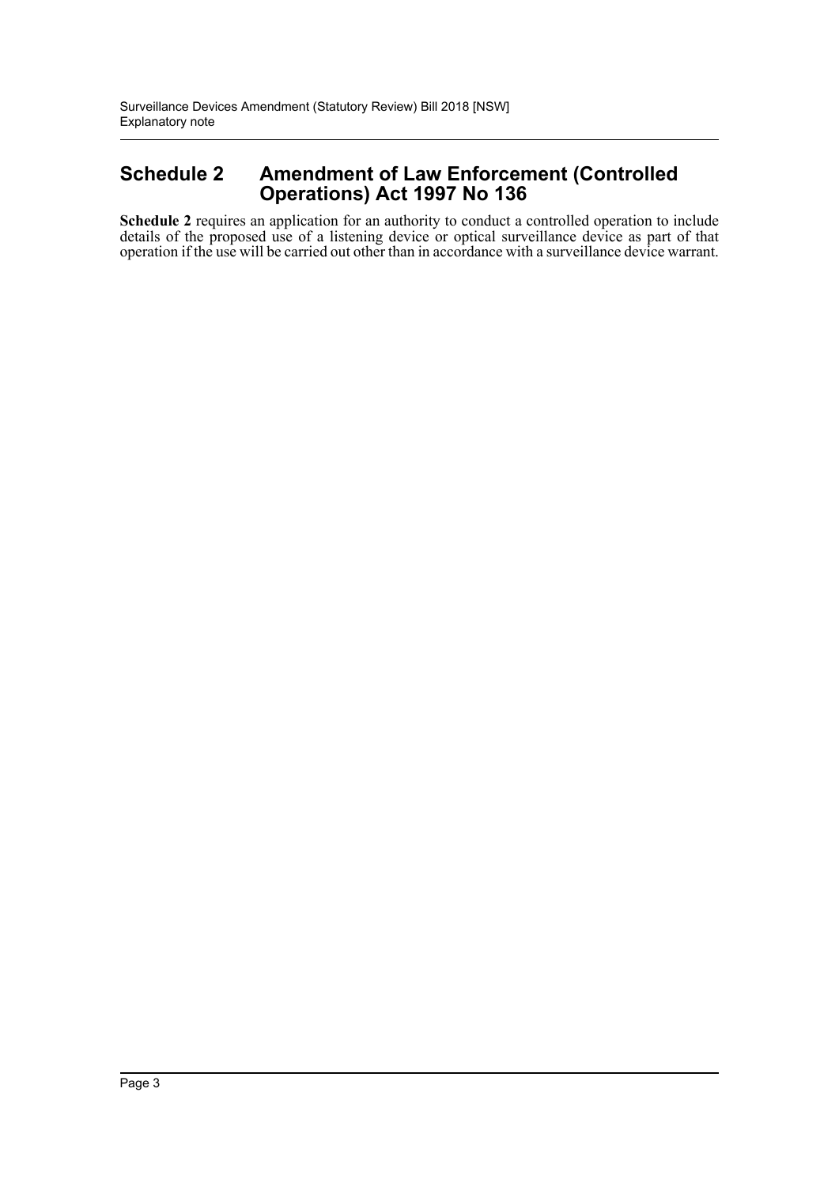## Schedule 2 Amendment of Law Enforcement (Controlled Operations) Act 1997 No 136

**Schedule 2** requires an application for an authority to conduct a controlled operation to include details of the proposed use of a listening device or optical surveillance device as part of that operation if the use will be carried out other than in accordance with a surveillance device warrant.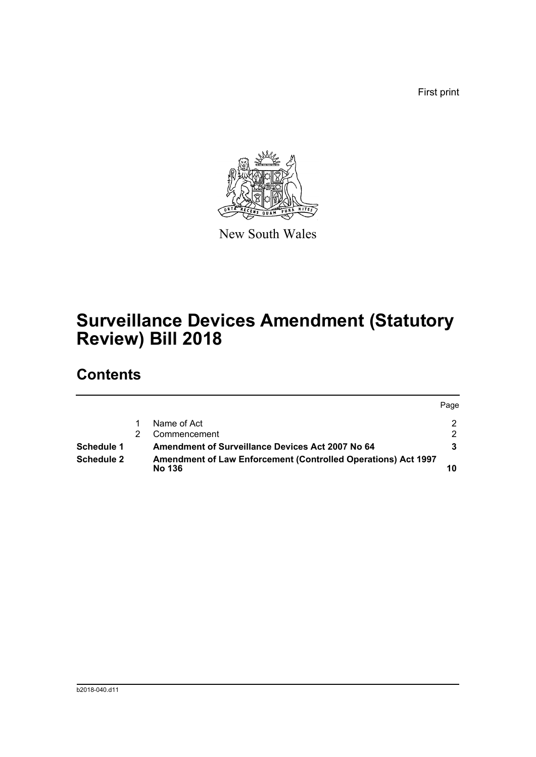First print

New South Wales

# Surveillance Devices Amendment (Statutory Review) Bill 2018

## Contents

| | | | Page |
|---|---|---|---|
| | 1 | Name of Act | 2 |
| | 2 | Commencement | 2 |
| **Schedule 1** | | **Amendment of Surveillance Devices Act 2007 No 64** | **3** |
| **Schedule 2** | | **Amendment of Law Enforcement (Controlled Operations) Act 1997 No 136** | **10** |

b2018-040.d11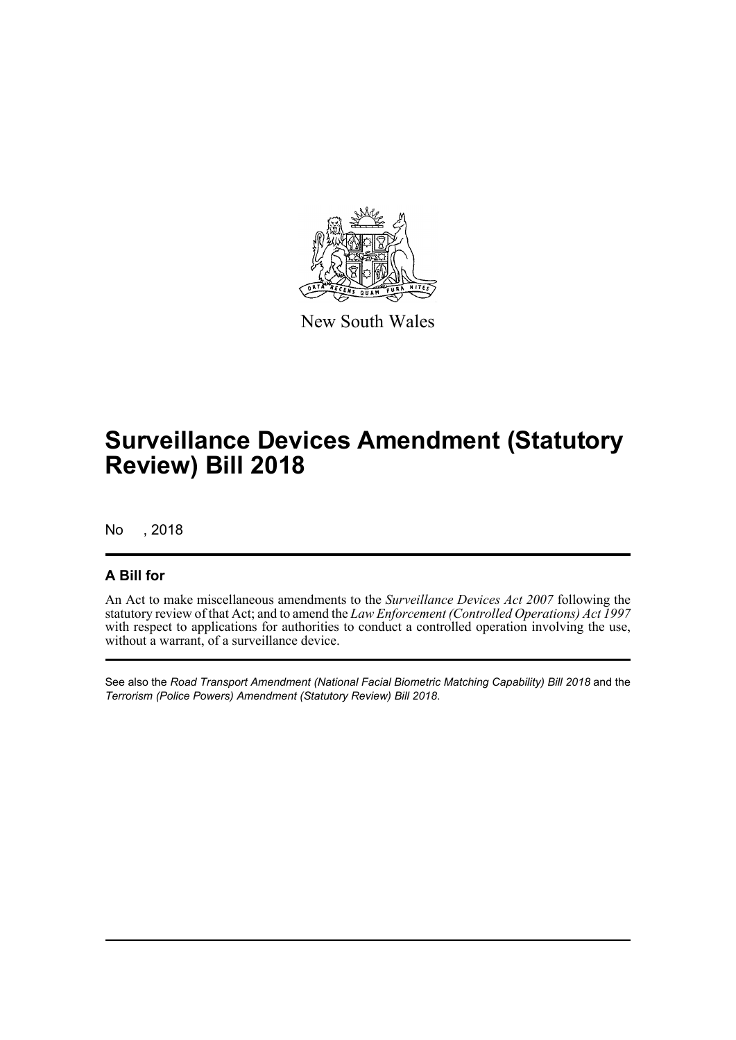New South Wales

# Surveillance Devices Amendment (Statutory Review) Bill 2018

No , 2018

## A Bill for

An Act to make miscellaneous amendments to the *Surveillance Devices Act 2007* following the statutory review of that Act; and to amend the *Law Enforcement (Controlled Operations) Act 1997* with respect to applications for authorities to conduct a controlled operation involving the use, without a warrant, of a surveillance device.

See also the *Road Transport Amendment (National Facial Biometric Matching Capability) Bill 2018* and the *Terrorism (Police Powers) Amendment (Statutory Review) Bill 2018*.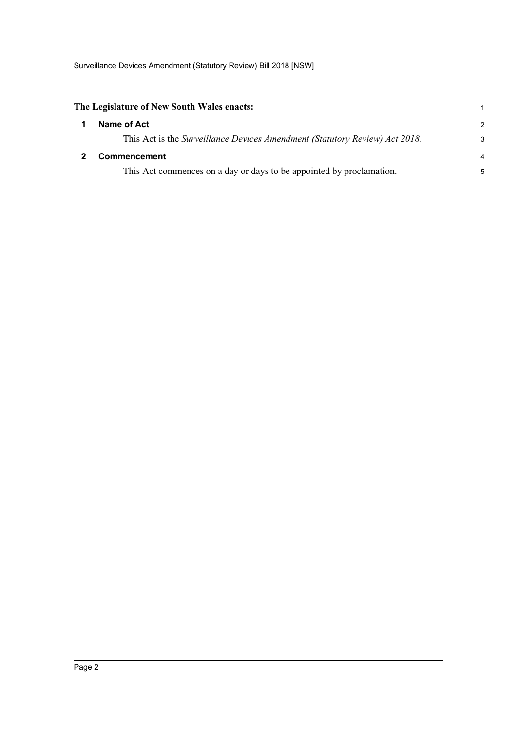**The Legislature of New South Wales enacts:**

## 1 Name of Act

This Act is the *Surveillance Devices Amendment (Statutory Review) Act 2018*.

## 2 Commencement

This Act commences on a day or days to be appointed by proclamation.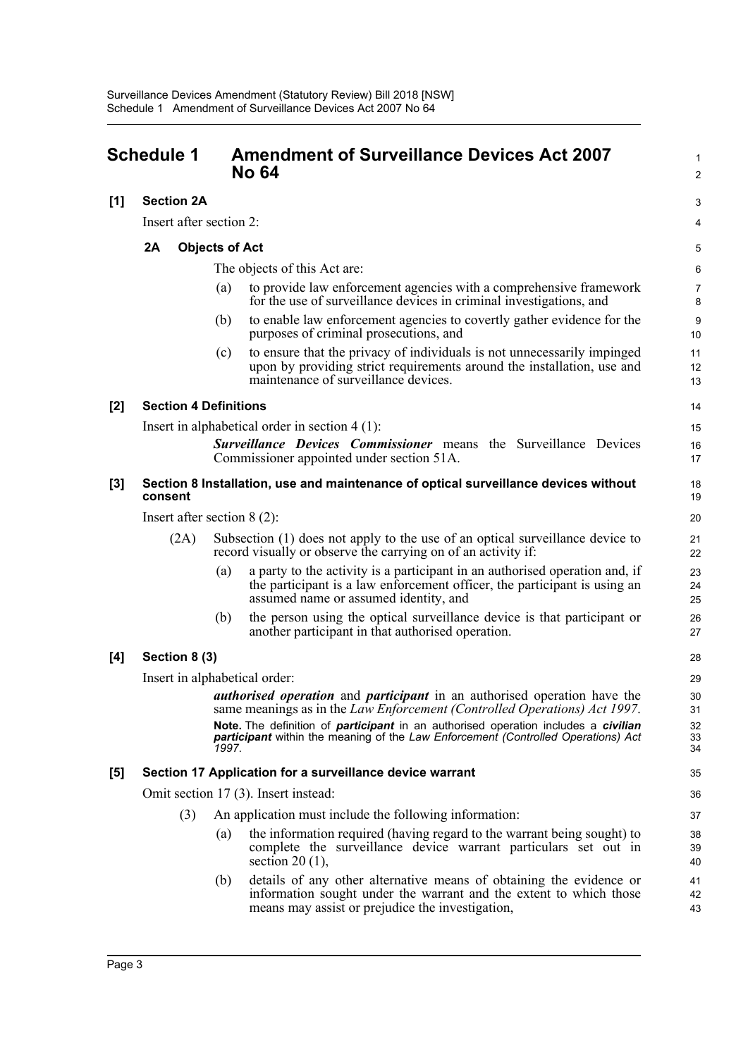# Schedule 1 Amendment of Surveillance Devices Act 2007 No 64

**[1] Section 2A**

Insert after section 2:

**2A Objects of Act**

The objects of this Act are:

(a) to provide law enforcement agencies with a comprehensive framework for the use of surveillance devices in criminal investigations, and

(b) to enable law enforcement agencies to covertly gather evidence for the purposes of criminal prosecutions, and

(c) to ensure that the privacy of individuals is not unnecessarily impinged upon by providing strict requirements around the installation, use and maintenance of surveillance devices.

**[2] Section 4 Definitions**

Insert in alphabetical order in section 4 (1):

***Surveillance Devices Commissioner*** means the Surveillance Devices Commissioner appointed under section 51A.

**[3] Section 8 Installation, use and maintenance of optical surveillance devices without consent**

Insert after section 8 (2):

(2A) Subsection (1) does not apply to the use of an optical surveillance device to record visually or observe the carrying on of an activity if:

(a) a party to the activity is a participant in an authorised operation and, if the participant is a law enforcement officer, the participant is using an assumed name or assumed identity, and

(b) the person using the optical surveillance device is that participant or another participant in that authorised operation.

**[4] Section 8 (3)**

Insert in alphabetical order:

***authorised operation*** and ***participant*** in an authorised operation have the same meanings as in the *Law Enforcement (Controlled Operations) Act 1997*.

**Note.** The definition of ***participant*** in an authorised operation includes a ***civilian participant*** within the meaning of the *Law Enforcement (Controlled Operations) Act 1997*.

**[5] Section 17 Application for a surveillance device warrant**

Omit section 17 (3). Insert instead:

(3) An application must include the following information:

(a) the information required (having regard to the warrant being sought) to complete the surveillance device warrant particulars set out in section 20 (1),

(b) details of any other alternative means of obtaining the evidence or information sought under the warrant and the extent to which those means may assist or prejudice the investigation,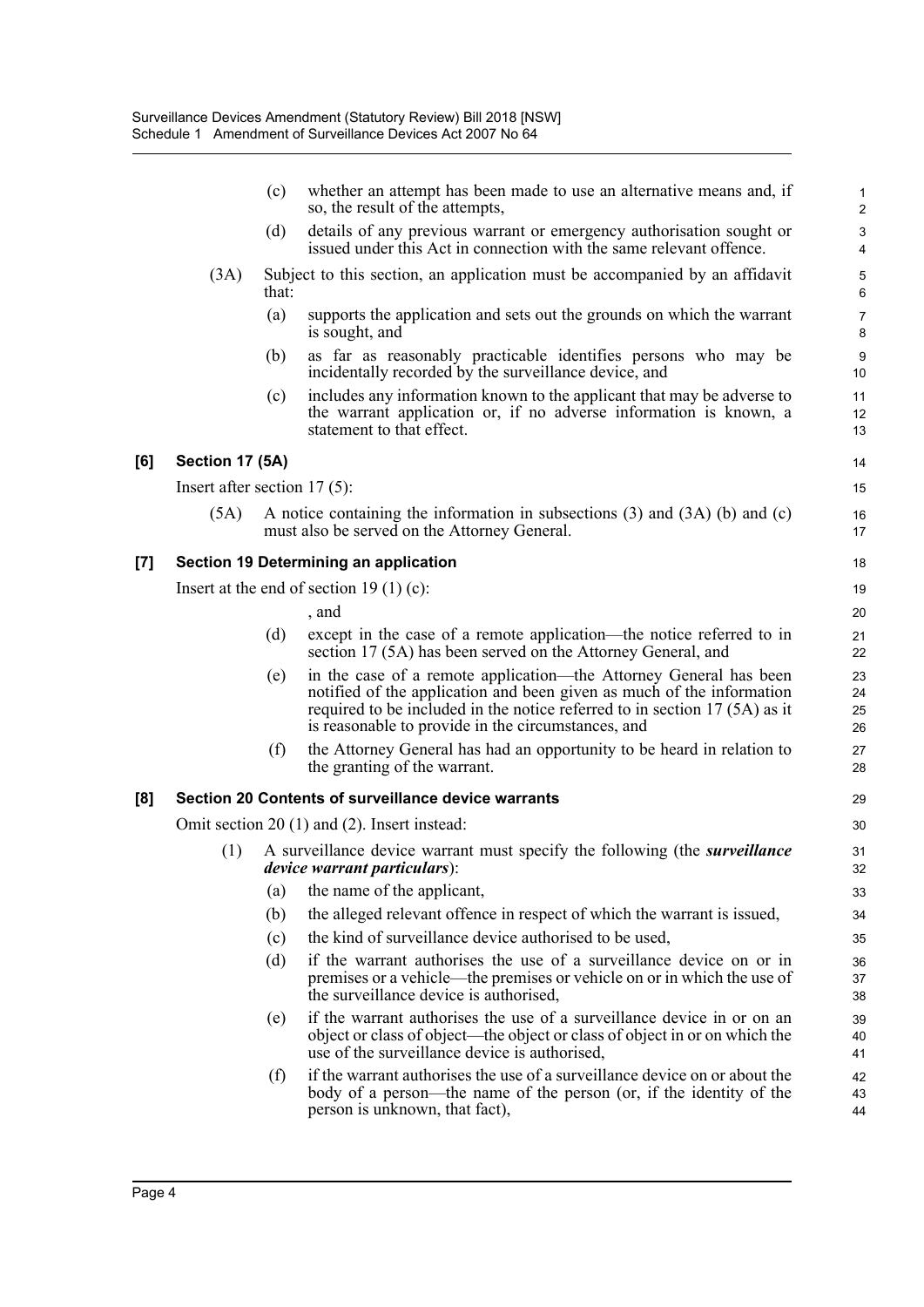(c) whether an attempt has been made to use an alternative means and, if so, the result of the attempts,

(d) details of any previous warrant or emergency authorisation sought or issued under this Act in connection with the same relevant offence.

(3A) Subject to this section, an application must be accompanied by an affidavit that:

(a) supports the application and sets out the grounds on which the warrant is sought, and

(b) as far as reasonably practicable identifies persons who may be incidentally recorded by the surveillance device, and

(c) includes any information known to the applicant that may be adverse to the warrant application or, if no adverse information is known, a statement to that effect.

### [6] Section 17 (5A)

Insert after section 17 (5):

(5A) A notice containing the information in subsections (3) and (3A) (b) and (c) must also be served on the Attorney General.

### [7] Section 19 Determining an application

Insert at the end of section 19 (1) (c):

, and

(d) except in the case of a remote application—the notice referred to in section 17 (5A) has been served on the Attorney General, and

(e) in the case of a remote application—the Attorney General has been notified of the application and been given as much of the information required to be included in the notice referred to in section 17 (5A) as it is reasonable to provide in the circumstances, and

(f) the Attorney General has had an opportunity to be heard in relation to the granting of the warrant.

### [8] Section 20 Contents of surveillance device warrants

Omit section 20 (1) and (2). Insert instead:

(1) A surveillance device warrant must specify the following (the ***surveillance device warrant particulars***):

(a) the name of the applicant,

(b) the alleged relevant offence in respect of which the warrant is issued,

(c) the kind of surveillance device authorised to be used,

(d) if the warrant authorises the use of a surveillance device on or in premises or a vehicle—the premises or vehicle on or in which the use of the surveillance device is authorised,

(e) if the warrant authorises the use of a surveillance device in or on an object or class of object—the object or class of object in or on which the use of the surveillance device is authorised,

(f) if the warrant authorises the use of a surveillance device on or about the body of a person—the name of the person (or, if the identity of the person is unknown, that fact),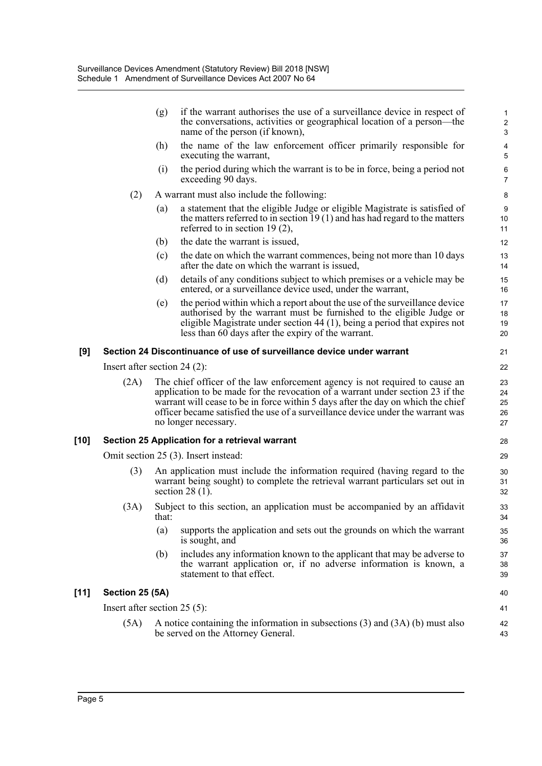(g) if the warrant authorises the use of a surveillance device in respect of the conversations, activities or geographical location of a person—the name of the person (if known),

(h) the name of the law enforcement officer primarily responsible for executing the warrant,

(i) the period during which the warrant is to be in force, being a period not exceeding 90 days.

(2) A warrant must also include the following:

(a) a statement that the eligible Judge or eligible Magistrate is satisfied of the matters referred to in section 19 (1) and has had regard to the matters referred to in section 19 (2),

(b) the date the warrant is issued,

(c) the date on which the warrant commences, being not more than 10 days after the date on which the warrant is issued,

(d) details of any conditions subject to which premises or a vehicle may be entered, or a surveillance device used, under the warrant,

(e) the period within which a report about the use of the surveillance device authorised by the warrant must be furnished to the eligible Judge or eligible Magistrate under section 44 (1), being a period that expires not less than 60 days after the expiry of the warrant.

**[9] Section 24 Discontinuance of use of surveillance device under warrant**

Insert after section 24 (2):

(2A) The chief officer of the law enforcement agency is not required to cause an application to be made for the revocation of a warrant under section 23 if the warrant will cease to be in force within 5 days after the day on which the chief officer became satisfied the use of a surveillance device under the warrant was no longer necessary.

**[10] Section 25 Application for a retrieval warrant**

Omit section 25 (3). Insert instead:

(3) An application must include the information required (having regard to the warrant being sought) to complete the retrieval warrant particulars set out in section 28 (1).

(3A) Subject to this section, an application must be accompanied by an affidavit that:

(a) supports the application and sets out the grounds on which the warrant is sought, and

(b) includes any information known to the applicant that may be adverse to the warrant application or, if no adverse information is known, a statement to that effect.

**[11] Section 25 (5A)**

Insert after section 25 (5):

(5A) A notice containing the information in subsections (3) and (3A) (b) must also be served on the Attorney General.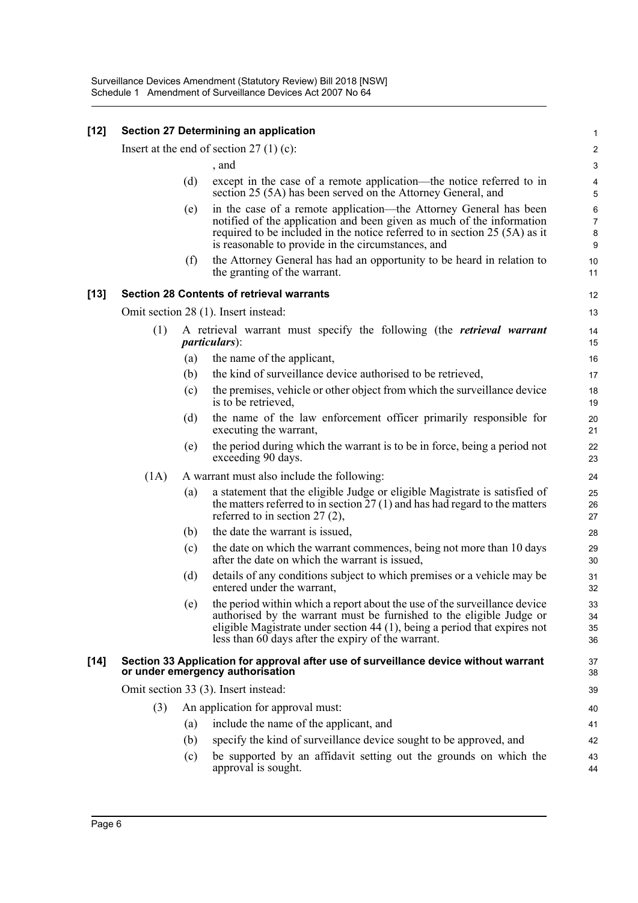### [12] Section 27 Determining an application

Insert at the end of section 27 (1) (c):

, and

(d) except in the case of a remote application—the notice referred to in section 25 (5A) has been served on the Attorney General, and

(e) in the case of a remote application—the Attorney General has been notified of the application and been given as much of the information required to be included in the notice referred to in section 25 (5A) as it is reasonable to provide in the circumstances, and

(f) the Attorney General has had an opportunity to be heard in relation to the granting of the warrant.

### [13] Section 28 Contents of retrieval warrants

Omit section 28 (1). Insert instead:

(1) A retrieval warrant must specify the following (the ***retrieval warrant particulars***):

(a) the name of the applicant,

(b) the kind of surveillance device authorised to be retrieved,

(c) the premises, vehicle or other object from which the surveillance device is to be retrieved,

(d) the name of the law enforcement officer primarily responsible for executing the warrant,

(e) the period during which the warrant is to be in force, being a period not exceeding 90 days.

(1A) A warrant must also include the following:

(a) a statement that the eligible Judge or eligible Magistrate is satisfied of the matters referred to in section 27 (1) and has had regard to the matters referred to in section 27 (2),

(b) the date the warrant is issued,

(c) the date on which the warrant commences, being not more than 10 days after the date on which the warrant is issued,

(d) details of any conditions subject to which premises or a vehicle may be entered under the warrant,

(e) the period within which a report about the use of the surveillance device authorised by the warrant must be furnished to the eligible Judge or eligible Magistrate under section 44 (1), being a period that expires not less than 60 days after the expiry of the warrant.

### [14] Section 33 Application for approval after use of surveillance device without warrant or under emergency authorisation

Omit section 33 (3). Insert instead:

(3) An application for approval must:

(a) include the name of the applicant, and

(b) specify the kind of surveillance device sought to be approved, and

(c) be supported by an affidavit setting out the grounds on which the approval is sought.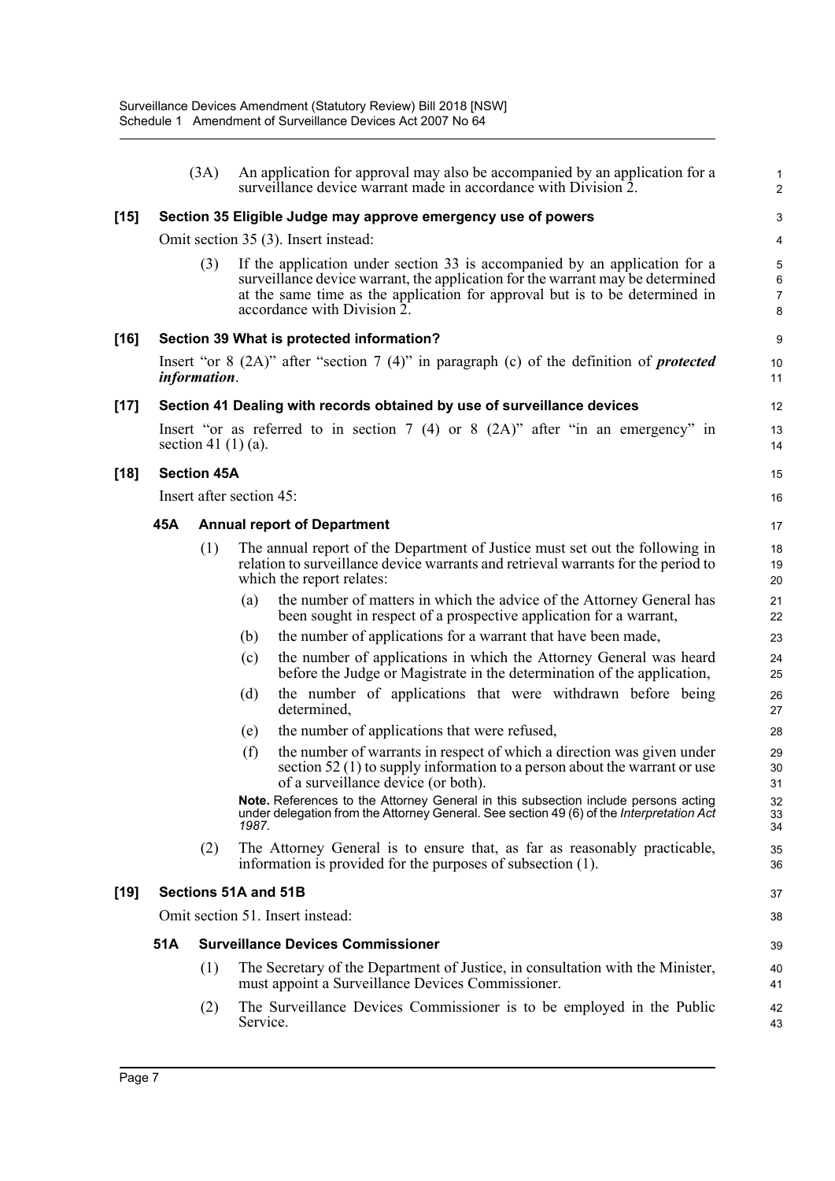(3A) An application for approval may also be accompanied by an application for a surveillance device warrant made in accordance with Division 2.

### [15] Section 35 Eligible Judge may approve emergency use of powers

Omit section 35 (3). Insert instead:

(3) If the application under section 33 is accompanied by an application for a surveillance device warrant, the application for the warrant may be determined at the same time as the application for approval but is to be determined in accordance with Division 2.

### [16] Section 39 What is protected information?

Insert "or 8 (2A)" after "section 7 (4)" in paragraph (c) of the definition of ***protected information***.

### [17] Section 41 Dealing with records obtained by use of surveillance devices

Insert "or as referred to in section 7 (4) or 8 (2A)" after "in an emergency" in section 41 (1) (a).

### [18] Section 45A

Insert after section 45:

#### 45A Annual report of Department

(1) The annual report of the Department of Justice must set out the following in relation to surveillance device warrants and retrieval warrants for the period to which the report relates:

(a) the number of matters in which the advice of the Attorney General has been sought in respect of a prospective application for a warrant,

(b) the number of applications for a warrant that have been made,

(c) the number of applications in which the Attorney General was heard before the Judge or Magistrate in the determination of the application,

(d) the number of applications that were withdrawn before being determined,

(e) the number of applications that were refused,

(f) the number of warrants in respect of which a direction was given under section 52 (1) to supply information to a person about the warrant or use of a surveillance device (or both).

**Note.** References to the Attorney General in this subsection include persons acting under delegation from the Attorney General. See section 49 (6) of the *Interpretation Act 1987*.

(2) The Attorney General is to ensure that, as far as reasonably practicable, information is provided for the purposes of subsection (1).

### [19] Sections 51A and 51B

Omit section 51. Insert instead:

#### 51A Surveillance Devices Commissioner

(1) The Secretary of the Department of Justice, in consultation with the Minister, must appoint a Surveillance Devices Commissioner.

(2) The Surveillance Devices Commissioner is to be employed in the Public Service.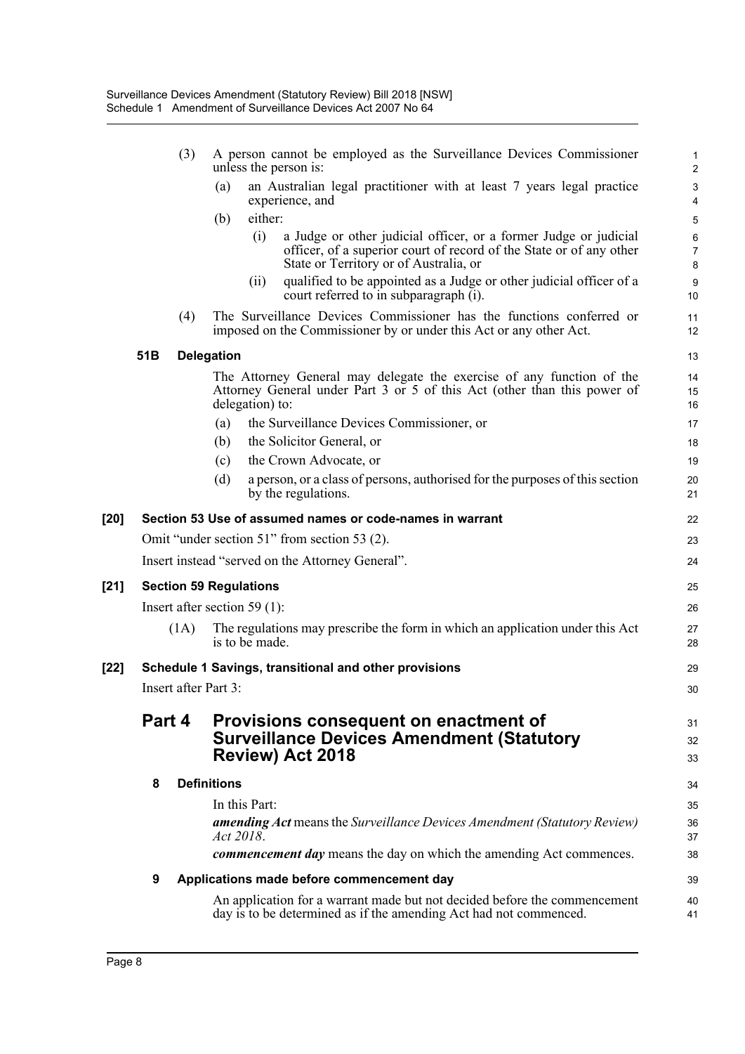(3) A person cannot be employed as the Surveillance Devices Commissioner unless the person is:

(a) an Australian legal practitioner with at least 7 years legal practice experience, and

(b) either:

(i) a Judge or other judicial officer, or a former Judge or judicial officer, of a superior court of record of the State or of any other State or Territory or of Australia, or

(ii) qualified to be appointed as a Judge or other judicial officer of a court referred to in subparagraph (i).

(4) The Surveillance Devices Commissioner has the functions conferred or imposed on the Commissioner by or under this Act or any other Act.

**51B Delegation**

The Attorney General may delegate the exercise of any function of the Attorney General under Part 3 or 5 of this Act (other than this power of delegation) to:

(a) the Surveillance Devices Commissioner, or

(b) the Solicitor General, or

(c) the Crown Advocate, or

(d) a person, or a class of persons, authorised for the purposes of this section by the regulations.

**[20] Section 53 Use of assumed names or code-names in warrant**

Omit "under section 51" from section 53 (2).

Insert instead "served on the Attorney General".

**[21] Section 59 Regulations**

Insert after section 59 (1):

(1A) The regulations may prescribe the form in which an application under this Act is to be made.

**[22] Schedule 1 Savings, transitional and other provisions**

Insert after Part 3:

## Part 4 Provisions consequent on enactment of Surveillance Devices Amendment (Statutory Review) Act 2018

**8 Definitions**

In this Part:

***amending Act*** means the *Surveillance Devices Amendment (Statutory Review) Act 2018*.

***commencement day*** means the day on which the amending Act commences.

**9 Applications made before commencement day**

An application for a warrant made but not decided before the commencement day is to be determined as if the amending Act had not commenced.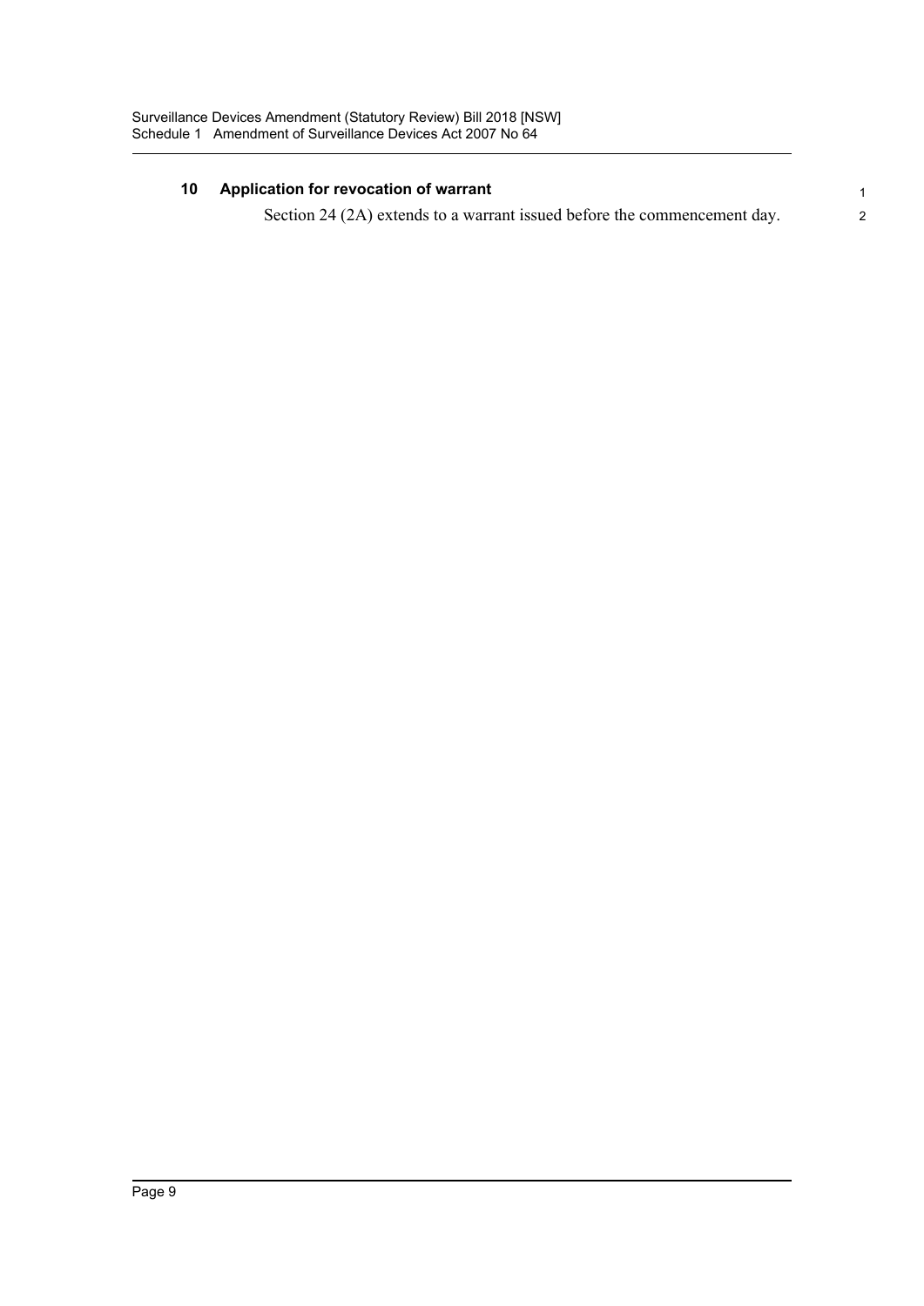### 10 Application for revocation of warrant

Section 24 (2A) extends to a warrant issued before the commencement day.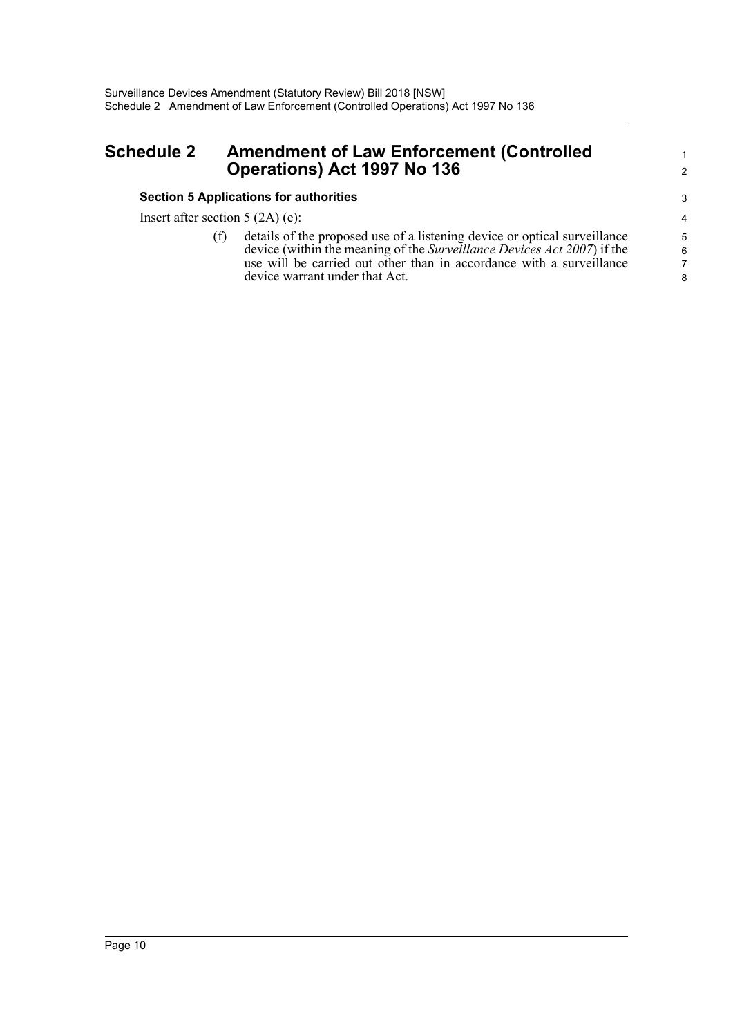# Schedule 2 Amendment of Law Enforcement (Controlled Operations) Act 1997 No 136

### Section 5 Applications for authorities

Insert after section 5 (2A) (e):

(f) details of the proposed use of a listening device or optical surveillance device (within the meaning of the *Surveillance Devices Act 2007*) if the use will be carried out other than in accordance with a surveillance device warrant under that Act.